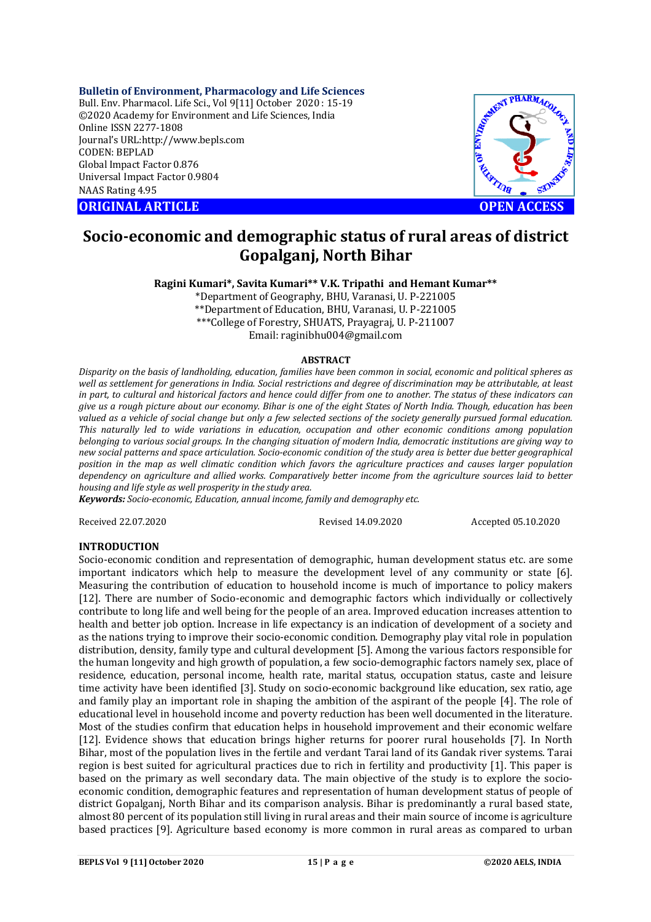**Bulletin of Environment, Pharmacology and Life Sciences**
Bull. Env. Pharmacol. Life Sci., Vol 9[11] October 2020 : 15-19
©2020 Academy for Environment and Life Sciences, India
Online ISSN 2277-1808
Journal's URL:http://www.bepls.com
CODEN: BEPLAD
Global Impact Factor 0.876
Universal Impact Factor 0.9804
NAAS Rating 4.95

**ORIGINAL ARTICLE** **OPEN ACCESS**

# Socio-economic and demographic status of rural areas of district Gopalganj, North Bihar

**Ragini Kumari\*, Savita Kumari\*\* V.K. Tripathi and Hemant Kumar\*\***

\*Department of Geography, BHU, Varanasi, U. P-221005
\*\*Department of Education, BHU, Varanasi, U. P-221005
\*\*\*College of Forestry, SHUATS, Prayagraj, U. P-211007
Email: raginibhu004@gmail.com

## ABSTRACT

*Disparity on the basis of landholding, education, families have been common in social, economic and political spheres as well as settlement for generations in India. Social restrictions and degree of discrimination may be attributable, at least in part, to cultural and historical factors and hence could differ from one to another. The status of these indicators can give us a rough picture about our economy. Bihar is one of the eight States of North India. Though, education has been valued as a vehicle of social change but only a few selected sections of the society generally pursued formal education. This naturally led to wide variations in education, occupation and other economic conditions among population belonging to various social groups. In the changing situation of modern India, democratic institutions are giving way to new social patterns and space articulation. Socio-economic condition of the study area is better due better geographical position in the map as well climatic condition which favors the agriculture practices and causes larger population dependency on agriculture and allied works. Comparatively better income from the agriculture sources laid to better housing and life style as well prosperity in the study area.*

***Keywords:*** *Socio-economic, Education, annual income, family and demography etc.*

Received 22.07.2020 Revised 14.09.2020 Accepted 05.10.2020

## INTRODUCTION

Socio-economic condition and representation of demographic, human development status etc. are some important indicators which help to measure the development level of any community or state [6]. Measuring the contribution of education to household income is much of importance to policy makers [12]. There are number of Socio-economic and demographic factors which individually or collectively contribute to long life and well being for the people of an area. Improved education increases attention to health and better job option. Increase in life expectancy is an indication of development of a society and as the nations trying to improve their socio-economic condition. Demography play vital role in population distribution, density, family type and cultural development [5]. Among the various factors responsible for the human longevity and high growth of population, a few socio-demographic factors namely sex, place of residence, education, personal income, health rate, marital status, occupation status, caste and leisure time activity have been identified [3]. Study on socio-economic background like education, sex ratio, age and family play an important role in shaping the ambition of the aspirant of the people [4]. The role of educational level in household income and poverty reduction has been well documented in the literature. Most of the studies confirm that education helps in household improvement and their economic welfare [12]. Evidence shows that education brings higher returns for poorer rural households [7]. In North Bihar, most of the population lives in the fertile and verdant Tarai land of its Gandak river systems. Tarai region is best suited for agricultural practices due to rich in fertility and productivity [1]. This paper is based on the primary as well secondary data. The main objective of the study is to explore the socio-economic condition, demographic features and representation of human development status of people of district Gopalganj, North Bihar and its comparison analysis. Bihar is predominantly a rural based state, almost 80 percent of its population still living in rural areas and their main source of income is agriculture based practices [9]. Agriculture based economy is more common in rural areas as compared to urban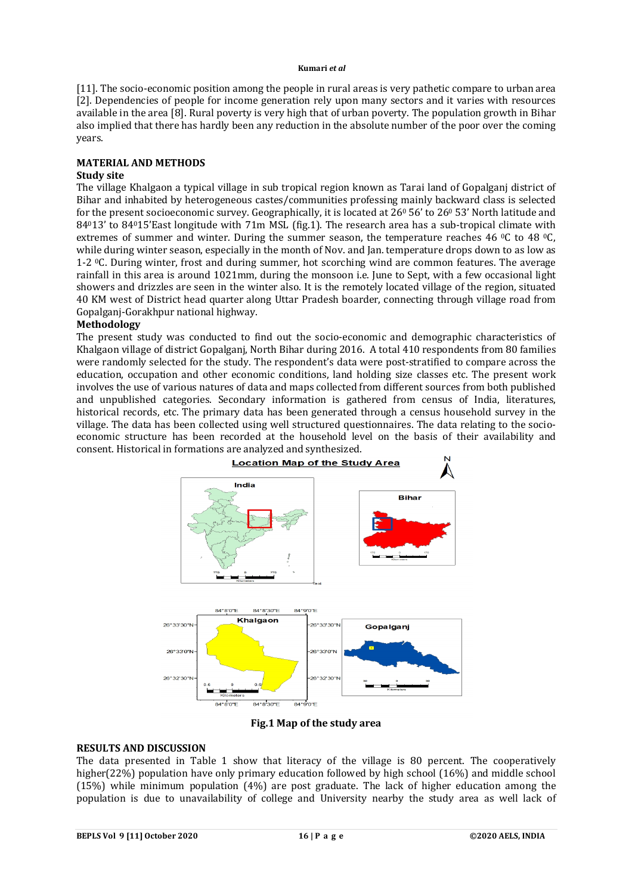[11]. The socio-economic position among the people in rural areas is very pathetic compare to urban area [2]. Dependencies of people for income generation rely upon many sectors and it varies with resources available in the area [8]. Rural poverty is very high that of urban poverty. The population growth in Bihar also implied that there has hardly been any reduction in the absolute number of the poor over the coming years.

## MATERIAL AND METHODS

### Study site

The village Khalgaon a typical village in sub tropical region known as Tarai land of Gopalganj district of Bihar and inhabited by heterogeneous castes/communities professing mainly backward class is selected for the present socioeconomic survey. Geographically, it is located at $26^{0}$ 56' to $26^{0}$ 53' North latitude and $84^{0}13'$ to $84^{0}15'$East longitude with 71m MSL (fig.1). The research area has a sub-tropical climate with extremes of summer and winter. During the summer season, the temperature reaches 46 $^{0}$C to 48 $^{0}$C, while during winter season, especially in the month of Nov. and Jan. temperature drops down to as low as 1-2 $^{0}$C. During winter, frost and during summer, hot scorching wind are common features. The average rainfall in this area is around 1021mm, during the monsoon i.e. June to Sept, with a few occasional light showers and drizzles are seen in the winter also. It is the remotely located village of the region, situated 40 KM west of District head quarter along Uttar Pradesh boarder, connecting through village road from Gopalganj-Gorakhpur national highway.

### Methodology

The present study was conducted to find out the socio-economic and demographic characteristics of Khalgaon village of district Gopalganj, North Bihar during 2016. A total 410 respondents from 80 families were randomly selected for the study. The respondent's data were post-stratified to compare across the education, occupation and other economic conditions, land holding size classes etc. The present work involves the use of various natures of data and maps collected from different sources from both published and unpublished categories. Secondary information is gathered from census of India, literatures, historical records, etc. The primary data has been generated through a census household survey in the village. The data has been collected using well structured questionnaires. The data relating to the socio-economic structure has been recorded at the household level on the basis of their availability and consent. Historical in formations are analyzed and synthesized.

**Fig.1 Map of the study area**

## RESULTS AND DISCUSSION

The data presented in Table 1 show that literacy of the village is 80 percent. The cooperatively higher(22%) population have only primary education followed by high school (16%) and middle school (15%) while minimum population (4%) are post graduate. The lack of higher education among the population is due to unavailability of college and University nearby the study area as well lack of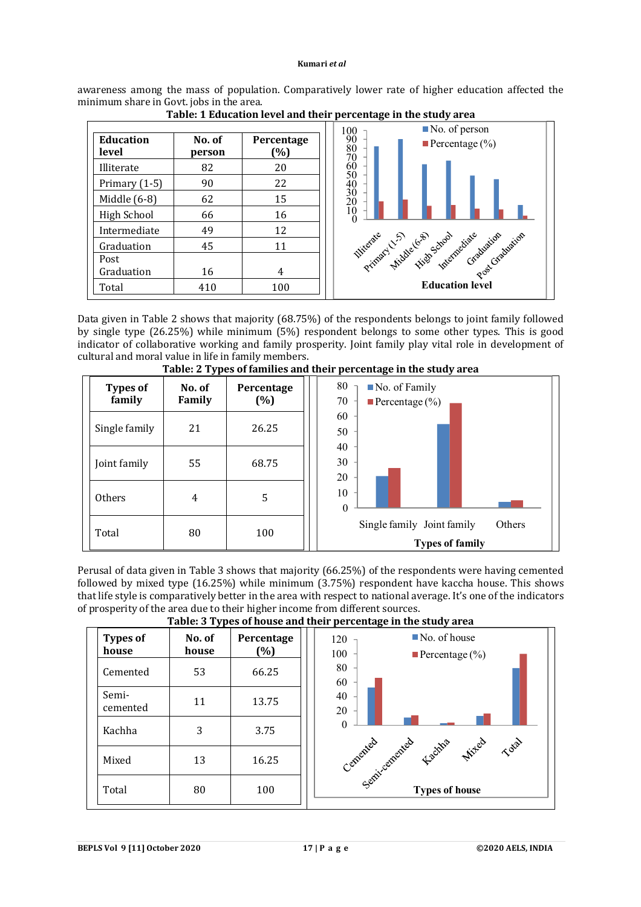awareness among the mass of population. Comparatively lower rate of higher education affected the minimum share in Govt. jobs in the area.

**Table: 1 Education level and their percentage in the study area**

| Education level | No. of person | Percentage (%) |
|---|---|---|
| Illiterate | 82 | 20 |
| Primary (1-5) | 90 | 22 |
| Middle (6-8) | 62 | 15 |
| High School | 66 | 16 |
| Intermediate | 49 | 12 |
| Graduation | 45 | 11 |
| Post Graduation | 16 | 4 |
| Total | 410 | 100 |

Data given in Table 2 shows that majority (68.75%) of the respondents belongs to joint family followed by single type (26.25%) while minimum (5%) respondent belongs to some other types. This is good indicator of collaborative working and family prosperity. Joint family play vital role in development of cultural and moral value in life in family members.

**Table: 2 Types of families and their percentage in the study area**

| Types of family | No. of Family | Percentage (%) |
|---|---|---|
| Single family | 21 | 26.25 |
| Joint family | 55 | 68.75 |
| Others | 4 | 5 |
| Total | 80 | 100 |

Perusal of data given in Table 3 shows that majority (66.25%) of the respondents were having cemented followed by mixed type (16.25%) while minimum (3.75%) respondent have kaccha house. This shows that life style is comparatively better in the area with respect to national average. It's one of the indicators of prosperity of the area due to their higher income from different sources.

**Table: 3 Types of house and their percentage in the study area**

| Types of house | No. of house | Percentage (%) |
|---|---|---|
| Cemented | 53 | 66.25 |
| Semi-cemented | 11 | 13.75 |
| Kachha | 3 | 3.75 |
| Mixed | 13 | 16.25 |
| Total | 80 | 100 |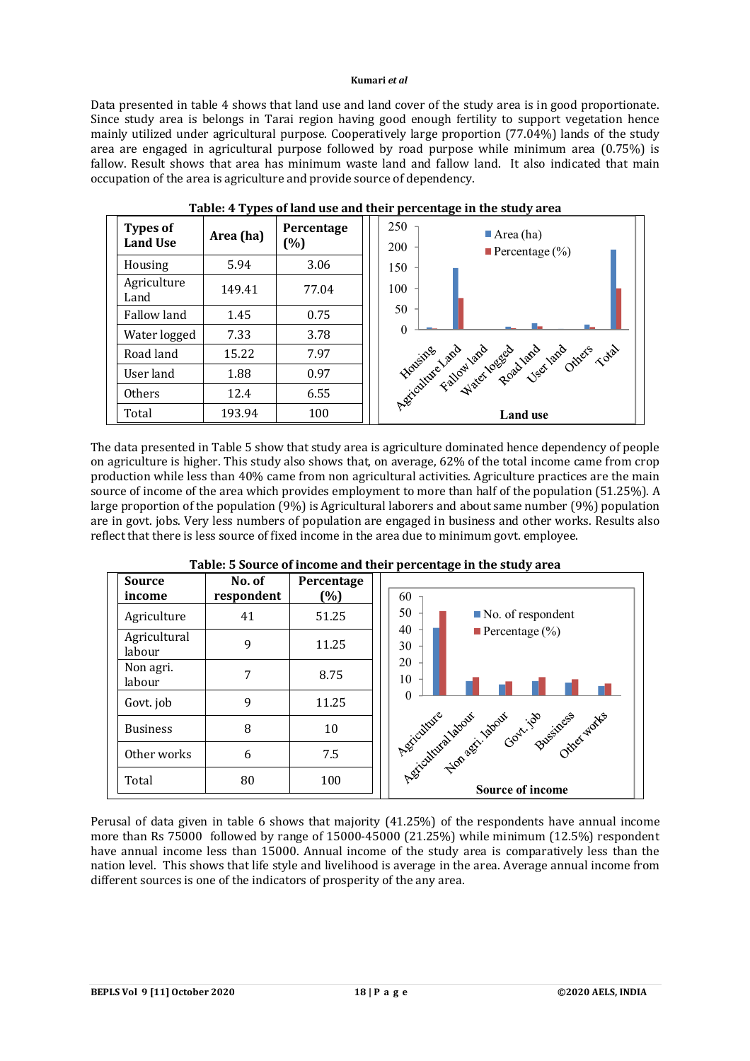Data presented in table 4 shows that land use and land cover of the study area is in good proportionate. Since study area is belongs in Tarai region having good enough fertility to support vegetation hence mainly utilized under agricultural purpose. Cooperatively large proportion (77.04%) lands of the study area are engaged in agricultural purpose followed by road purpose while minimum area (0.75%) is fallow. Result shows that area has minimum waste land and fallow land. It also indicated that main occupation of the area is agriculture and provide source of dependency.

**Table: 4 Types of land use and their percentage in the study area**

| Types of Land Use | Area (ha) | Percentage (%) |
|---|---|---|
| Housing | 5.94 | 3.06 |
| Agriculture Land | 149.41 | 77.04 |
| Fallow land | 1.45 | 0.75 |
| Water logged | 7.33 | 3.78 |
| Road land | 15.22 | 7.97 |
| User land | 1.88 | 0.97 |
| Others | 12.4 | 6.55 |
| Total | 193.94 | 100 |

The data presented in Table 5 show that study area is agriculture dominated hence dependency of people on agriculture is higher. This study also shows that, on average, 62% of the total income came from crop production while less than 40% came from non agricultural activities. Agriculture practices are the main source of income of the area which provides employment to more than half of the population (51.25%). A large proportion of the population (9%) is Agricultural laborers and about same number (9%) population are in govt. jobs. Very less numbers of population are engaged in business and other works. Results also reflect that there is less source of fixed income in the area due to minimum govt. employee.

**Table: 5 Source of income and their percentage in the study area**

| Source income | No. of respondent | Percentage (%) |
|---|---|---|
| Agriculture | 41 | 51.25 |
| Agricultural labour | 9 | 11.25 |
| Non agri. labour | 7 | 8.75 |
| Govt. job | 9 | 11.25 |
| Business | 8 | 10 |
| Other works | 6 | 7.5 |
| Total | 80 | 100 |

Perusal of data given in table 6 shows that majority (41.25%) of the respondents have annual income more than Rs 75000 followed by range of 15000-45000 (21.25%) while minimum (12.5%) respondent have annual income less than 15000. Annual income of the study area is comparatively less than the nation level. This shows that life style and livelihood is average in the area. Average annual income from different sources is one of the indicators of prosperity of the any area.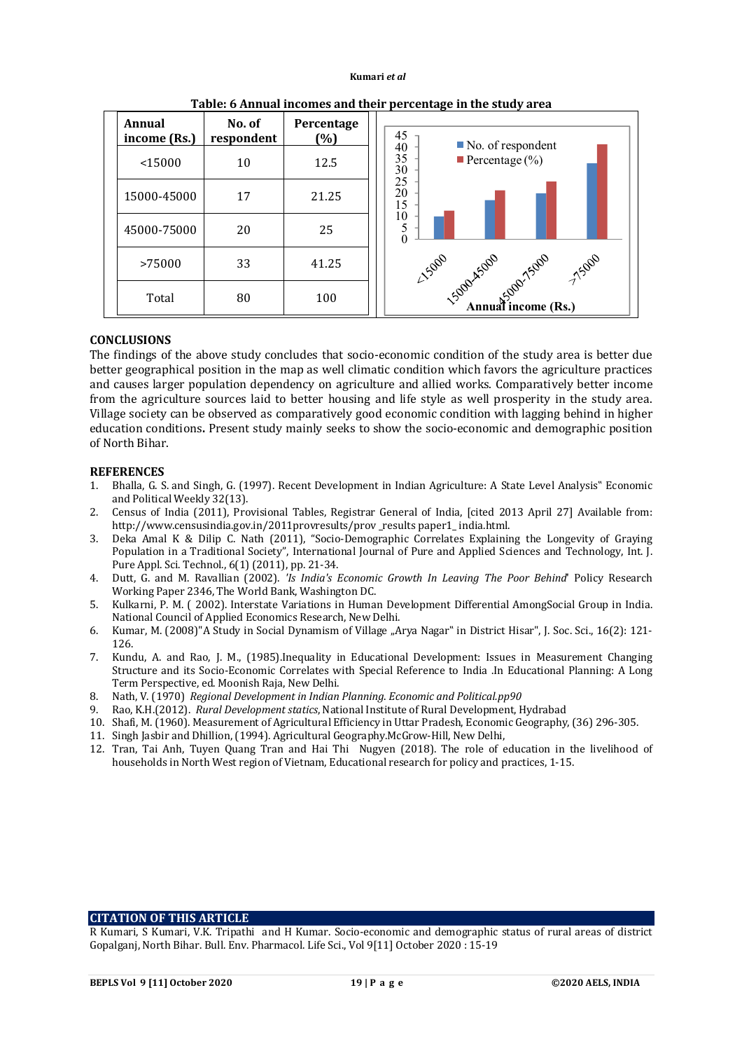**Table: 6 Annual incomes and their percentage in the study area**

| Annual income (Rs.) | No. of respondent | Percentage (%) |
|---|---|---|
| <15000 | 10 | 12.5 |
| 15000-45000 | 17 | 21.25 |
| 45000-75000 | 20 | 25 |
| >75000 | 33 | 41.25 |
| Total | 80 | 100 |

45
40
35
30
25
20
15
10
5
0

No. of respondent
Percentage (%)

<15000
15000-45000
45000-75000
>75000

Annual income (Rs.)

## CONCLUSIONS

The findings of the above study concludes that socio-economic condition of the study area is better due better geographical position in the map as well climatic condition which favors the agriculture practices and causes larger population dependency on agriculture and allied works. Comparatively better income from the agriculture sources laid to better housing and life style as well prosperity in the study area. Village society can be observed as comparatively good economic condition with lagging behind in higher education conditions**.** Present study mainly seeks to show the socio-economic and demographic position of North Bihar.

## REFERENCES

1. Bhalla, G. S. and Singh, G. (1997). Recent Development in Indian Agriculture: A State Level Analysis" Economic and Political Weekly 32(13).
2. Census of India (2011), Provisional Tables, Registrar General of India, [cited 2013 April 27] Available from: http://www.censusindia.gov.in/2011provresults/prov _results paper1_ india.html.
3. Deka Amal K & Dilip C. Nath (2011), "Socio-Demographic Correlates Explaining the Longevity of Graying Population in a Traditional Society", International Journal of Pure and Applied Sciences and Technology, Int. J. Pure Appl. Sci. Technol., 6(1) (2011), pp. 21-34.
4. Dutt, G. and M. Ravallian (2002). *'Is India's Economic Growth In Leaving The Poor Behind*' Policy Research Working Paper 2346, The World Bank, Washington DC.
5. Kulkarni, P. M. ( 2002). Interstate Variations in Human Development Differential AmongSocial Group in India. National Council of Applied Economics Research, New Delhi.
6. Kumar, M. (2008)"A Study in Social Dynamism of Village „Arya Nagar" in District Hisar", J. Soc. Sci., 16(2): 121-126.
7. Kundu, A. and Rao, J. M., (1985).Inequality in Educational Development: Issues in Measurement Changing Structure and its Socio-Economic Correlates with Special Reference to India .In Educational Planning: A Long Term Perspective, ed. Moonish Raja, New Delhi.
8. Nath, V. (1970) *Regional Development in Indian Planning. Economic and Political.pp90*
9. Rao, K.H.(2012). *Rural Development statics*, National Institute of Rural Development, Hydrabad
10. Shafi, M. (1960). Measurement of Agricultural Efficiency in Uttar Pradesh, Economic Geography, (36) 296-305.
11. Singh Jasbir and Dhillion, (1994). Agricultural Geography.McGrow-Hill, New Delhi,
12. Tran, Tai Anh, Tuyen Quang Tran and Hai Thi Nugyen (2018). The role of education in the livelihood of households in North West region of Vietnam, Educational research for policy and practices, 1-15.

**CITATION OF THIS ARTICLE**

R Kumari, S Kumari, V.K. Tripathi and H Kumar. Socio-economic and demographic status of rural areas of district Gopalganj, North Bihar. Bull. Env. Pharmacol. Life Sci., Vol 9[11] October 2020 : 15-19